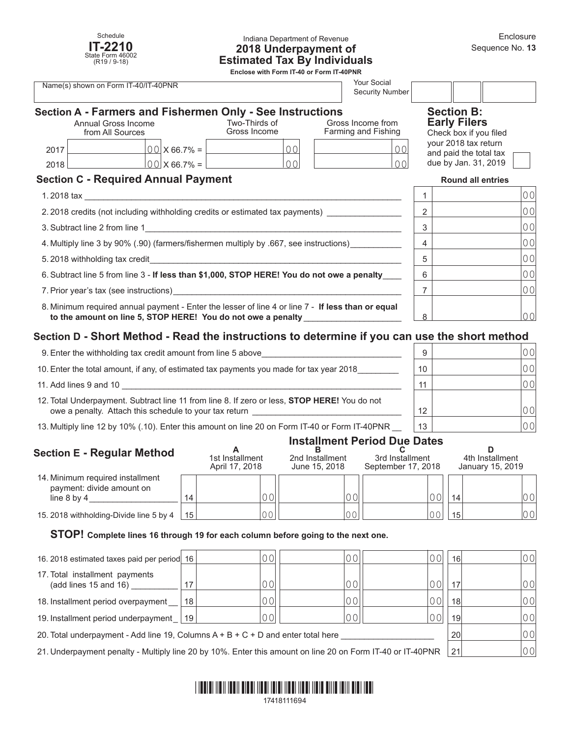Schedule
**IT-2210**
State Form 46002
(R19 / 9-18)

Indiana Department of Revenue

# 2018 Underpayment of Estimated Tax By Individuals

**Enclose with Form IT-40 or Form IT-40PNR**

Enclosure Sequence No. **13**

Name(s) shown on Form IT-40/IT-40PNR

Your Social Security Number

## Section A - Farmers and Fishermen Only - See Instructions

| | Annual Gross Income from All Sources | | Two-Thirds of Gross Income | Gross Income from Farming and Fishing |
|---|---|---|---|---|
| 2017 | 00 | X 66.7% = | 00 | 00 |
| 2018 | 00 | X 66.7% = | 00 | 00 |

## Section B: Early Filers

Check box if you filed your 2018 tax return and paid the total tax due by Jan. 31, 2019 ☐

## Section C - Required Annual Payment

**Round all entries**

| Line | Description | | Amount |
|---|---|---|---|
| 1. | 2018 tax | 1 | 00 |
| 2. | 2018 credits (not including withholding credits or estimated tax payments) | 2 | 00 |
| 3. | Subtract line 2 from line 1 | 3 | 00 |
| 4. | Multiply line 3 by 90% (.90) (farmers/fishermen multiply by .667, see instructions) | 4 | 00 |
| 5. | 2018 withholding tax credit | 5 | 00 |
| 6. | Subtract line 5 from line 3 - **If less than $1,000, STOP HERE! You do not owe a penalty** | 6 | 00 |
| 7. | Prior year's tax (see instructions) | 7 | 00 |
| 8. | Minimum required annual payment - Enter the lesser of line 4 or line 7 - **If less than or equal to the amount on line 5, STOP HERE! You do not owe a penalty** | 8 | 00 |

## Section D - Short Method - Read the instructions to determine if you can use the short method

| Line | Description | | Amount |
|---|---|---|---|
| 9. | Enter the withholding tax credit amount from line 5 above | 9 | 00 |
| 10. | Enter the total amount, if any, of estimated tax payments you made for tax year 2018 | 10 | 00 |
| 11. | Add lines 9 and 10 | 11 | 00 |
| 12. | Total Underpayment. Subtract line 11 from line 8. If zero or less, **STOP HERE!** You do not owe a penalty. Attach this schedule to your tax return | 12 | 00 |
| 13. | Multiply line 12 by 10% (.10). Enter this amount on line 20 on Form IT-40 or Form IT-40PNR | 13 | 00 |

## Section E - Regular Method

**Installment Period Due Dates**

| | | A 1st Installment April 17, 2018 | B 2nd Installment June 15, 2018 | C 3rd Installment September 17, 2018 | | D 4th Installment January 15, 2019 |
|---|---|---|---|---|---|---|
| 14. Minimum required installment payment: divide amount on line 8 by 4 | 14 | 00 | 00 | 00 | 14 | 00 |
| 15. 2018 withholding-Divide line 5 by 4 | 15 | 00 | 00 | 00 | 15 | 00 |

**STOP! Complete lines 16 through 19 for each column before going to the next one.**

| | | A | B | C | | D |
|---|---|---|---|---|---|---|
| 16. 2018 estimated taxes paid per period | 16 | 00 | 00 | 00 | 16 | 00 |
| 17. Total installment payments (add lines 15 and 16) | 17 | 00 | 00 | 00 | 17 | 00 |
| 18. Installment period overpayment | 18 | 00 | 00 | 00 | 18 | 00 |
| 19. Installment period underpayment | 19 | 00 | 00 | 00 | 19 | 00 |

| Line | Description | | Amount |
|---|---|---|---|
| 20. | Total underpayment - Add line 19, Columns A + B + C + D and enter total here | 20 | 00 |
| 21. | Underpayment penalty - Multiply line 20 by 10%. Enter this amount on line 20 on Form IT-40 or IT-40PNR | 21 | 00 |

17418111694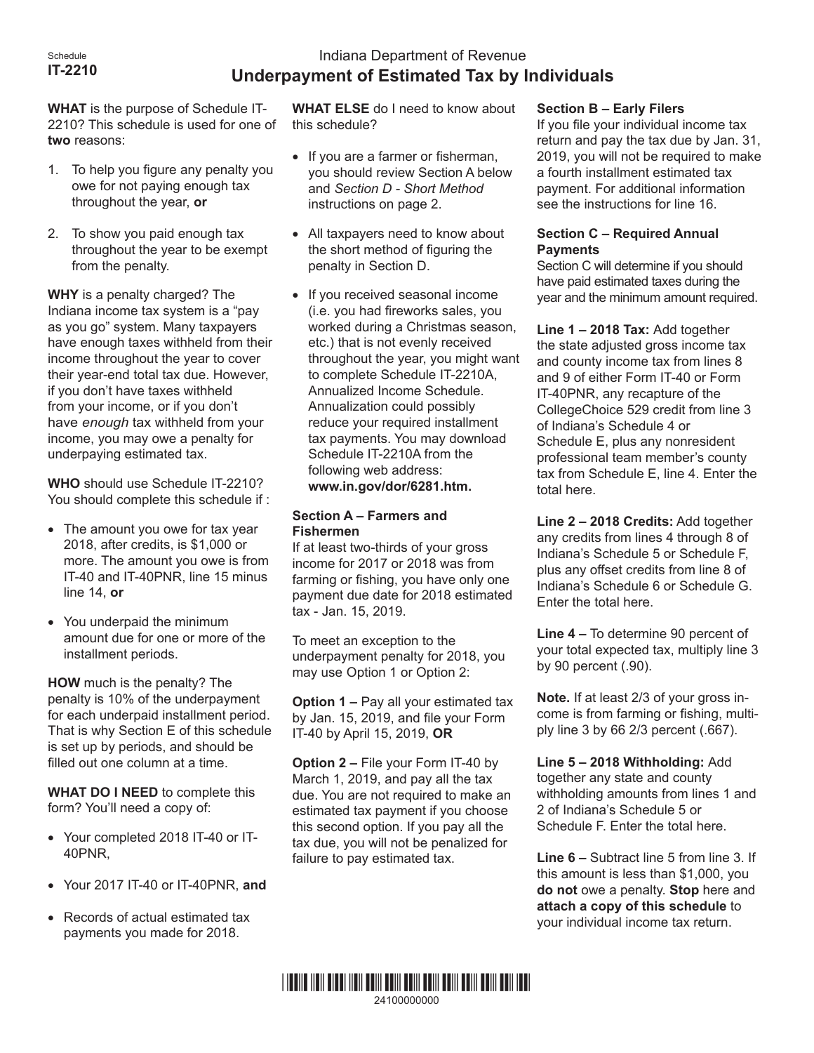Schedule
**IT-2210**

# Indiana Department of Revenue
## Underpayment of Estimated Tax by Individuals

**WHAT** is the purpose of Schedule IT-2210? This schedule is used for one of **two** reasons:

1. To help you figure any penalty you owe for not paying enough tax throughout the year, **or**
2. To show you paid enough tax throughout the year to be exempt from the penalty.

**WHY** is a penalty charged? The Indiana income tax system is a "pay as you go" system. Many taxpayers have enough taxes withheld from their income throughout the year to cover their year-end total tax due. However, if you don't have taxes withheld from your income, or if you don't have *enough* tax withheld from your income, you may owe a penalty for underpaying estimated tax.

**WHO** should use Schedule IT-2210? You should complete this schedule if :

- The amount you owe for tax year 2018, after credits, is $1,000 or more. The amount you owe is from IT-40 and IT-40PNR, line 15 minus line 14, **or**
- You underpaid the minimum amount due for one or more of the installment periods.

**HOW** much is the penalty? The penalty is 10% of the underpayment for each underpaid installment period. That is why Section E of this schedule is set up by periods, and should be filled out one column at a time.

**WHAT DO I NEED** to complete this form? You'll need a copy of:

- Your completed 2018 IT-40 or IT-40PNR,
- Your 2017 IT-40 or IT-40PNR, **and**
- Records of actual estimated tax payments you made for 2018.

**WHAT ELSE** do I need to know about this schedule?

- If you are a farmer or fisherman, you should review Section A below and *Section D - Short Method* instructions on page 2.
- All taxpayers need to know about the short method of figuring the penalty in Section D.
- If you received seasonal income (i.e. you had fireworks sales, you worked during a Christmas season, etc.) that is not evenly received throughout the year, you might want to complete Schedule IT-2210A, Annualized Income Schedule. Annualization could possibly reduce your required installment tax payments. You may download Schedule IT-2210A from the following web address: **www.in.gov/dor/6281.htm.**

**Section A – Farmers and Fishermen**

If at least two-thirds of your gross income for 2017 or 2018 was from farming or fishing, you have only one payment due date for 2018 estimated tax - Jan. 15, 2019.

To meet an exception to the underpayment penalty for 2018, you may use Option 1 or Option 2:

**Option 1 –** Pay all your estimated tax by Jan. 15, 2019, and file your Form IT-40 by April 15, 2019, **OR**

**Option 2 –** File your Form IT-40 by March 1, 2019, and pay all the tax due. You are not required to make an estimated tax payment if you choose this second option. If you pay all the tax due, you will not be penalized for failure to pay estimated tax.

**Section B – Early Filers**

If you file your individual income tax return and pay the tax due by Jan. 31, 2019, you will not be required to make a fourth installment estimated tax payment. For additional information see the instructions for line 16.

**Section C – Required Annual Payments**

Section C will determine if you should have paid estimated taxes during the year and the minimum amount required.

**Line 1 – 2018 Tax:** Add together the state adjusted gross income tax and county income tax from lines 8 and 9 of either Form IT-40 or Form IT-40PNR, any recapture of the CollegeChoice 529 credit from line 3 of Indiana's Schedule 4 or Schedule E, plus any nonresident professional team member's county tax from Schedule E, line 4. Enter the total here.

**Line 2 – 2018 Credits:** Add together any credits from lines 4 through 8 of Indiana's Schedule 5 or Schedule F, plus any offset credits from line 8 of Indiana's Schedule 6 or Schedule G. Enter the total here.

**Line 4 –** To determine 90 percent of your total expected tax, multiply line 3 by 90 percent (.90).

**Note.** If at least 2/3 of your gross income is from farming or fishing, multiply line 3 by 66 2/3 percent (.667).

**Line 5 – 2018 Withholding:** Add together any state and county withholding amounts from lines 1 and 2 of Indiana's Schedule 5 or Schedule F. Enter the total here.

**Line 6 –** Subtract line 5 from line 3. If this amount is less than $1,000, you **do not** owe a penalty. **Stop** here and **attach a copy of this schedule** to your individual income tax return.

24100000000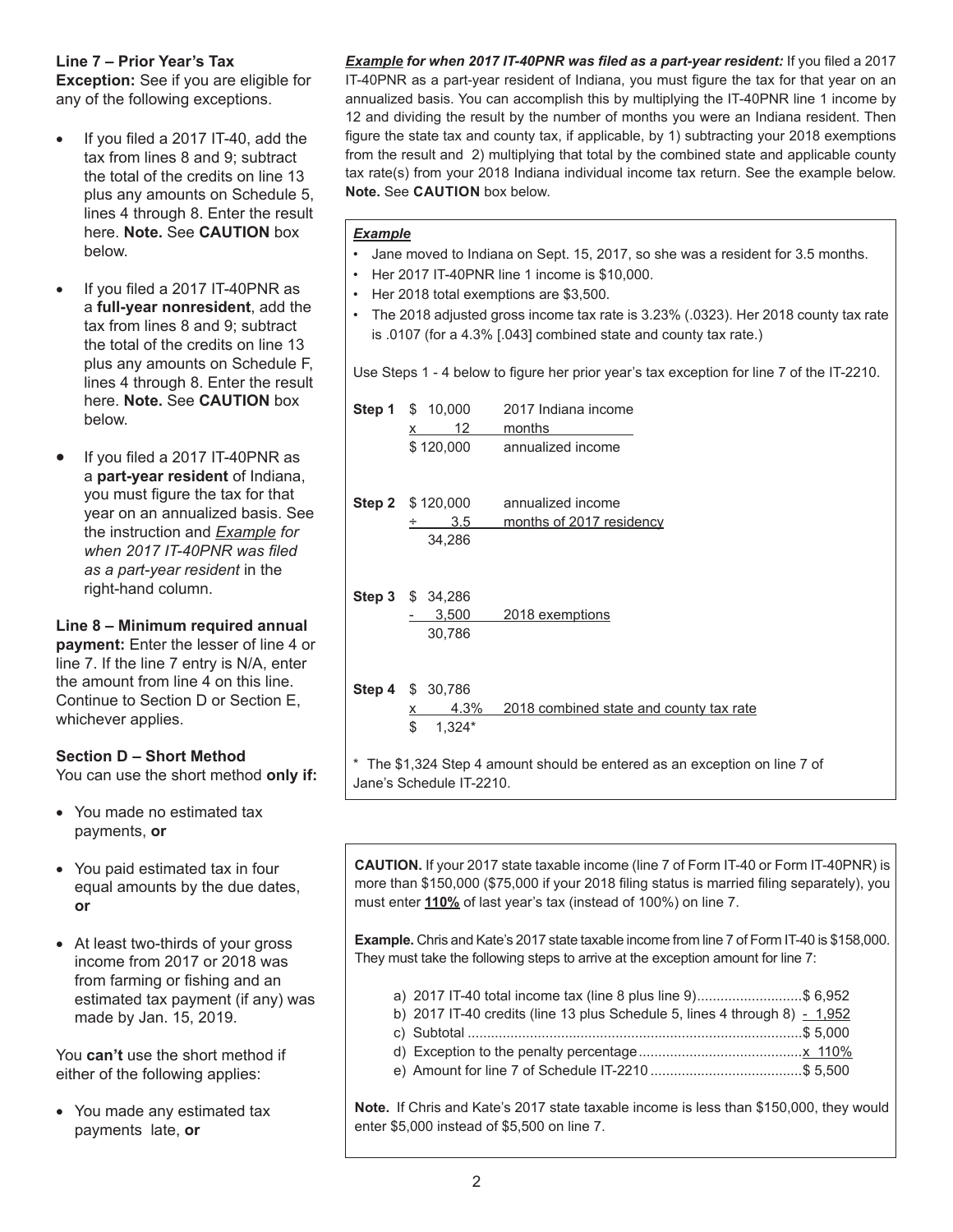**Line 7 – Prior Year's Tax**

**Exception:** See if you are eligible for any of the following exceptions.

- If you filed a 2017 IT-40, add the tax from lines 8 and 9; subtract the total of the credits on line 13 plus any amounts on Schedule 5, lines 4 through 8. Enter the result here. **Note.** See **CAUTION** box below.
- If you filed a 2017 IT-40PNR as a **full-year nonresident**, add the tax from lines 8 and 9; subtract the total of the credits on line 13 plus any amounts on Schedule F, lines 4 through 8. Enter the result here. **Note.** See **CAUTION** box below.
- If you filed a 2017 IT-40PNR as a **part-year resident** of Indiana, you must figure the tax for that year on an annualized basis. See the instruction and *Example for when 2017 IT-40PNR was filed as a part-year resident* in the right-hand column.

**Line 8 – Minimum required annual payment:** Enter the lesser of line 4 or line 7. If the line 7 entry is N/A, enter the amount from line 4 on this line. Continue to Section D or Section E, whichever applies.

**Section D – Short Method**

You can use the short method **only if:**

- You made no estimated tax payments, **or**
- You paid estimated tax in four equal amounts by the due dates, **or**
- At least two-thirds of your gross income from 2017 or 2018 was from farming or fishing and an estimated tax payment (if any) was made by Jan. 15, 2019.

You **can't** use the short method if either of the following applies:

- You made any estimated tax payments late, **or**

***Example* for when 2017 IT-40PNR was filed as a part-year resident:** If you filed a 2017 IT-40PNR as a part-year resident of Indiana, you must figure the tax for that year on an annualized basis. You can accomplish this by multiplying the IT-40PNR line 1 income by 12 and dividing the result by the number of months you were an Indiana resident. Then figure the state tax and county tax, if applicable, by 1) subtracting your 2018 exemptions from the result and 2) multiplying that total by the combined state and applicable county tax rate(s) from your 2018 Indiana individual income tax return. See the example below. **Note.** See **CAUTION** box below.

***Example***

- Jane moved to Indiana on Sept. 15, 2017, so she was a resident for 3.5 months.
- Her 2017 IT-40PNR line 1 income is $10,000.
- Her 2018 total exemptions are $3,500.
- The 2018 adjusted gross income tax rate is 3.23% (.0323). Her 2018 county tax rate is .0107 (for a 4.3% [.043] combined state and county tax rate.)

Use Steps 1 - 4 below to figure her prior year's tax exception for line 7 of the IT-2210.

| Step | Amount | Description |
|---|---|---|
| **Step 1** | $ 10,000 | 2017 Indiana income |
| | x 12 | months |
| | $ 120,000 | annualized income |
| **Step 2** | $ 120,000 | annualized income |
| | ÷ 3.5 | months of 2017 residency |
| | 34,286 | |
| **Step 3** | $ 34,286 | |
| | - 3,500 | 2018 exemptions |
| | 30,786 | |
| **Step 4** | $ 30,786 | |
| | x 4.3% | 2018 combined state and county tax rate |
| | $ 1,324* | |

\* The $1,324 Step 4 amount should be entered as an exception on line 7 of Jane's Schedule IT-2210.

**CAUTION.** If your 2017 state taxable income (line 7 of Form IT-40 or Form IT-40PNR) is more than $150,000 ($75,000 if your 2018 filing status is married filing separately), you must enter **110%** of last year's tax (instead of 100%) on line 7.

**Example.** Chris and Kate's 2017 state taxable income from line 7 of Form IT-40 is $158,000. They must take the following steps to arrive at the exception amount for line 7:

| | |
|---|---|
| a) 2017 IT-40 total income tax (line 8 plus line 9) | $ 6,952 |
| b) 2017 IT-40 credits (line 13 plus Schedule 5, lines 4 through 8) | - 1,952 |
| c) Subtotal | $ 5,000 |
| d) Exception to the penalty percentage | x 110% |
| e) Amount for line 7 of Schedule IT-2210 | $ 5,500 |

**Note.** If Chris and Kate's 2017 state taxable income is less than $150,000, they would enter $5,000 instead of $5,500 on line 7.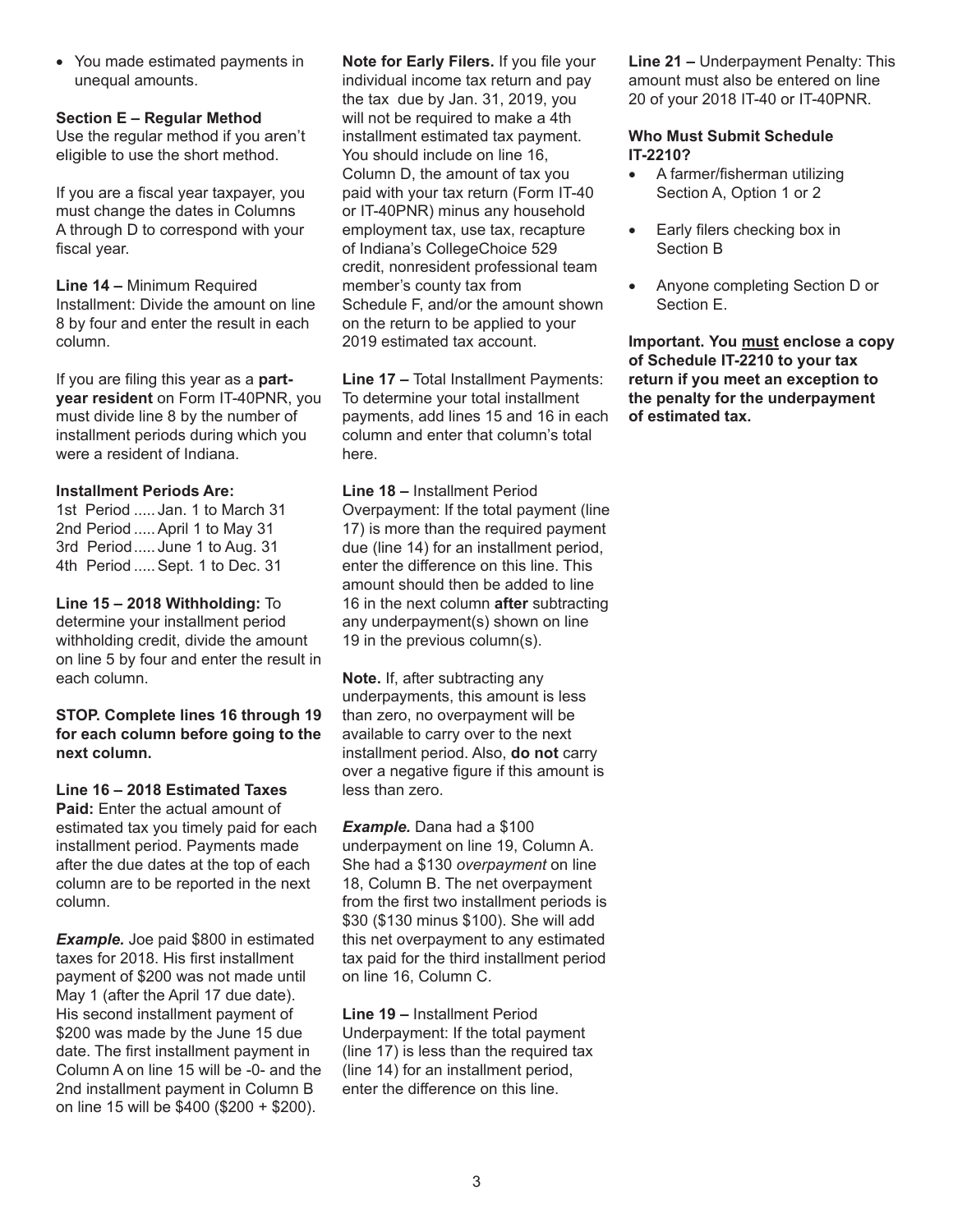- You made estimated payments in unequal amounts.

**Section E – Regular Method**
Use the regular method if you aren't eligible to use the short method.

If you are a fiscal year taxpayer, you must change the dates in Columns A through D to correspond with your fiscal year.

**Line 14 –** Minimum Required Installment: Divide the amount on line 8 by four and enter the result in each column.

If you are filing this year as a **part-year resident** on Form IT-40PNR, you must divide line 8 by the number of installment periods during which you were a resident of Indiana.

**Installment Periods Are:**
1st Period ..... Jan. 1 to March 31
2nd Period ..... April 1 to May 31
3rd Period ..... June 1 to Aug. 31
4th Period ..... Sept. 1 to Dec. 31

**Line 15 – 2018 Withholding:** To determine your installment period withholding credit, divide the amount on line 5 by four and enter the result in each column.

**STOP. Complete lines 16 through 19 for each column before going to the next column.**

**Line 16 – 2018 Estimated Taxes Paid:** Enter the actual amount of estimated tax you timely paid for each installment period. Payments made after the due dates at the top of each column are to be reported in the next column.

***Example.*** Joe paid $800 in estimated taxes for 2018. His first installment payment of $200 was not made until May 1 (after the April 17 due date). His second installment payment of $200 was made by the June 15 due date. The first installment payment in Column A on line 15 will be -0- and the 2nd installment payment in Column B on line 15 will be $400 ($200 + $200).

**Note for Early Filers.** If you file your individual income tax return and pay the tax due by Jan. 31, 2019, you will not be required to make a 4th installment estimated tax payment. You should include on line 16, Column D, the amount of tax you paid with your tax return (Form IT-40 or IT-40PNR) minus any household employment tax, use tax, recapture of Indiana's CollegeChoice 529 credit, nonresident professional team member's county tax from Schedule F, and/or the amount shown on the return to be applied to your 2019 estimated tax account.

**Line 17 –** Total Installment Payments: To determine your total installment payments, add lines 15 and 16 in each column and enter that column's total here.

**Line 18 –** Installment Period Overpayment: If the total payment (line 17) is more than the required payment due (line 14) for an installment period, enter the difference on this line. This amount should then be added to line 16 in the next column **after** subtracting any underpayment(s) shown on line 19 in the previous column(s).

**Note.** If, after subtracting any underpayments, this amount is less than zero, no overpayment will be available to carry over to the next installment period. Also, **do not** carry over a negative figure if this amount is less than zero.

***Example.*** Dana had a $100 underpayment on line 19, Column A. She had a $130 *overpayment* on line 18, Column B. The net overpayment from the first two installment periods is $30 ($130 minus $100). She will add this net overpayment to any estimated tax paid for the third installment period on line 16, Column C.

**Line 19 –** Installment Period Underpayment: If the total payment (line 17) is less than the required tax (line 14) for an installment period, enter the difference on this line.

**Line 21 –** Underpayment Penalty: This amount must also be entered on line 20 of your 2018 IT-40 or IT-40PNR.

**Who Must Submit Schedule IT-2210?**

- A farmer/fisherman utilizing Section A, Option 1 or 2
- Early filers checking box in Section B
- Anyone completing Section D or Section E.

**Important. You must enclose a copy of Schedule IT-2210 to your tax return if you meet an exception to the penalty for the underpayment of estimated tax.**